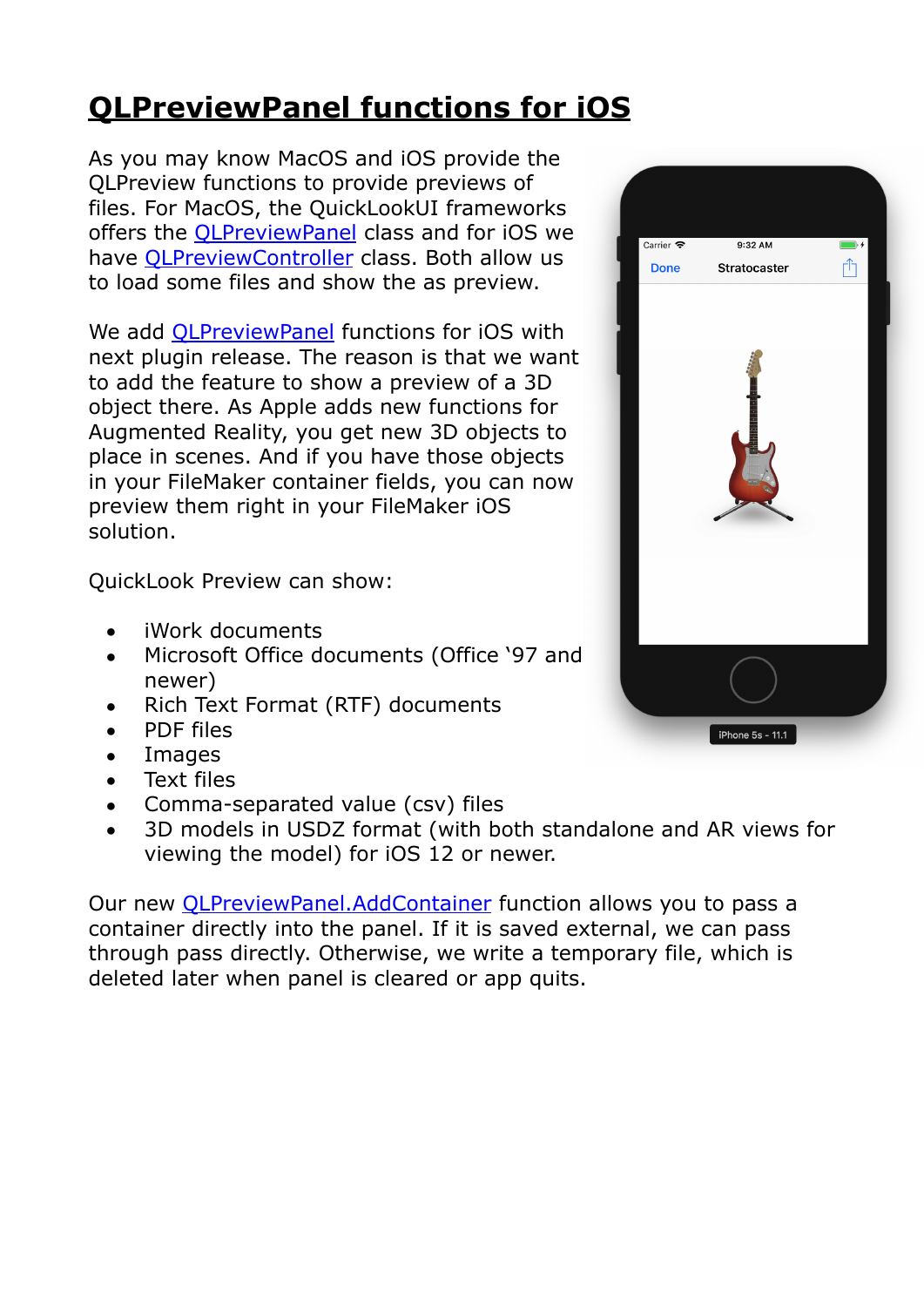# QLPreviewPanel functions for iOS

As you may know MacOS and iOS provide the QLPreview functions to provide previews of files. For MacOS, the QuickLookUI frameworks offers the QLPreviewPanel class and for iOS we have QLPreviewController class. Both allow us to load some files and show the as preview.

We add QLPreviewPanel functions for iOS with next plugin release. The reason is that we want to add the feature to show a preview of a 3D object there. As Apple adds new functions for Augmented Reality, you get new 3D objects to place in scenes. And if you have those objects in your FileMaker container fields, you can now preview them right in your FileMaker iOS solution.

QuickLook Preview can show:

- iWork documents
- Microsoft Office documents (Office '97 and newer)
- Rich Text Format (RTF) documents
- PDF files
- Images
- Text files
- Comma-separated value (csv) files
- 3D models in USDZ format (with both standalone and AR views for viewing the model) for iOS 12 or newer.

Our new QLPreviewPanel.AddContainer function allows you to pass a container directly into the panel. If it is saved external, we can pass through pass directly. Otherwise, we write a temporary file, which is deleted later when panel is cleared or app quits.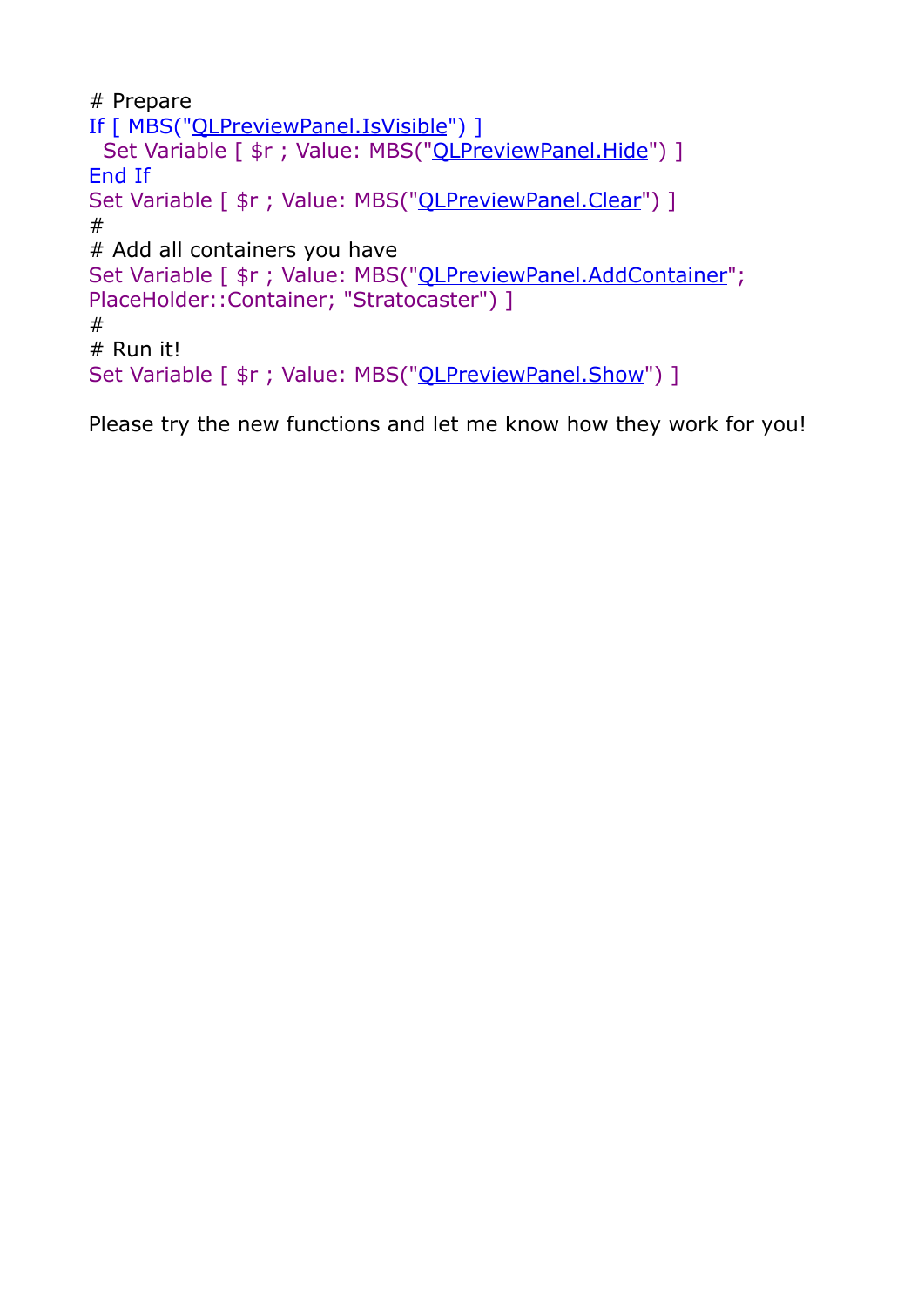```
# Prepare
If [ MBS("QLPreviewPanel.IsVisible") ]
  Set Variable [ $r ; Value: MBS("QLPreviewPanel.Hide") ]
End If
Set Variable [ $r ; Value: MBS("QLPreviewPanel.Clear") ]
#
# Add all containers you have
Set Variable [ $r ; Value: MBS("QLPreviewPanel.AddContainer"; 
PlaceHolder::Container; "Stratocaster") ]
#
# Run it!
Set Variable [ $r ; Value: MBS("QLPreviewPanel.Show") ]
```

Please try the new functions and let me know how they work for you!